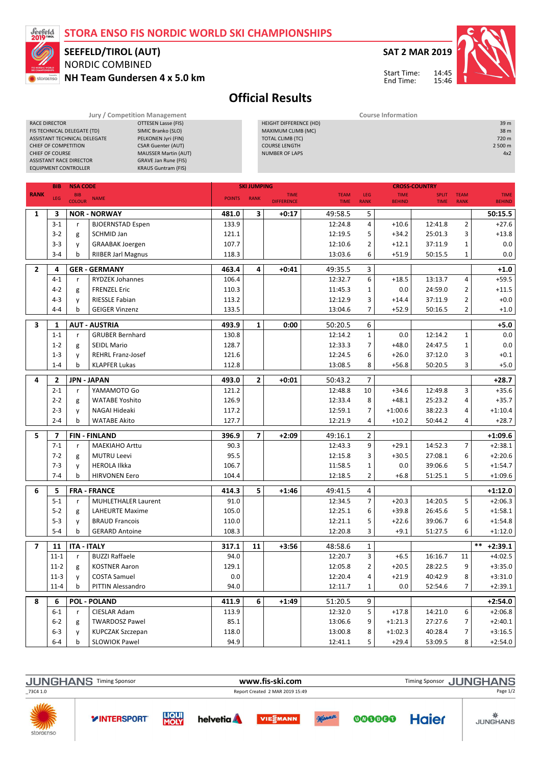# STORA ENSO FIS NORDIC WORLD SKI CHAMPIONSHIPS

## SEEFELD/TIROL (AUT)

NORDIC COMBINED

**NH Team Gundersen 4 x 5.0 km**

**SAT 2 MAR 2019**

Start Time: 14:45
End Time: 15:46

# Official Results

| Jury / Competition Management | |
|---|---|
| RACE DIRECTOR | OTTESEN Lasse (FIS) |
| FIS TECHNICAL DELEGATE (TD) | SIMIC Branko (SLO) |
| ASSISTANT TECHNICAL DELEGATE | PELKONEN Jyri (FIN) |
| CHIEF OF COMPETITION | CSAR Guenter (AUT) |
| CHIEF OF COURSE | MAUSSER Martin (AUT) |
| ASSISTANT RACE DIRECTOR | GRAVE Jan Rune (FIS) |
| EQUIPMENT CONTROLLER | KRAUS Guntram (FIS) |

| Course Information | |
|---|---|
| HEIGHT DIFFERENCE (HD) | 39 m |
| MAXIMUM CLIMB (MC) | 38 m |
| TOTAL CLIMB (TC) | 720 m |
| COURSE LENGTH | 2 500 m |
| NUMBER OF LAPS | 4x2 |

| RANK | BIB / LEG | NSA CODE / BIB COLOUR | NAME | SKI JUMPING POINTS | SKI JUMPING RANK | SKI JUMPING TIME DIFFERENCE | CROSS-COUNTRY TEAM TIME | LEG RANK | TIME BEHIND | SPLIT TIME | TEAM RANK | TIME BEHIND |
|---|---|---|---|---|---|---|---|---|---|---|---|---|
| **1** | **3** | **NOR - NORWAY** | | **481.0** | **3** | **+0:17** | 49:58.5 | 5 | | | | **50:15.5** |
| | 3-1 | r | BJOERNSTAD Espen | 133.9 | | | 12:24.8 | 4 | +10.6 | 12:41.8 | 2 | +27.6 |
| | 3-2 | g | SCHMID Jan | 121.1 | | | 12:19.5 | 5 | +34.2 | 25:01.3 | 3 | +13.8 |
| | 3-3 | y | GRAABAK Joergen | 107.7 | | | 12:10.6 | 2 | +12.1 | 37:11.9 | 1 | 0.0 |
| | 3-4 | b | RIIBER Jarl Magnus | 118.3 | | | 13:03.6 | 6 | +51.9 | 50:15.5 | 1 | 0.0 |
| **2** | **4** | **GER - GERMANY** | | **463.4** | **4** | **+0:41** | 49:35.5 | 3 | | | | **+1.0** |
| | 4-1 | r | RYDZEK Johannes | 106.4 | | | 12:32.7 | 6 | +18.5 | 13:13.7 | 4 | +59.5 |
| | 4-2 | g | FRENZEL Eric | 110.3 | | | 11:45.3 | 1 | 0.0 | 24:59.0 | 2 | +11.5 |
| | 4-3 | y | RIESSLE Fabian | 113.2 | | | 12:12.9 | 3 | +14.4 | 37:11.9 | 2 | +0.0 |
| | 4-4 | b | GEIGER Vinzenz | 133.5 | | | 13:04.6 | 7 | +52.9 | 50:16.5 | 2 | +1.0 |
| **3** | **1** | **AUT - AUSTRIA** | | **493.9** | **1** | **0:00** | 50:20.5 | 6 | | | | **+5.0** |
| | 1-1 | r | GRUBER Bernhard | 130.8 | | | 12:14.2 | 1 | 0.0 | 12:14.2 | 1 | 0.0 |
| | 1-2 | g | SEIDL Mario | 128.7 | | | 12:33.3 | 7 | +48.0 | 24:47.5 | 1 | 0.0 |
| | 1-3 | y | REHRL Franz-Josef | 121.6 | | | 12:24.5 | 6 | +26.0 | 37:12.0 | 3 | +0.1 |
| | 1-4 | b | KLAPFER Lukas | 112.8 | | | 13:08.5 | 8 | +56.8 | 50:20.5 | 3 | +5.0 |
| **4** | **2** | **JPN - JAPAN** | | **493.0** | **2** | **+0:01** | 50:43.2 | 7 | | | | **+28.7** |
| | 2-1 | r | YAMAMOTO Go | 121.2 | | | 12:48.8 | 10 | +34.6 | 12:49.8 | 3 | +35.6 |
| | 2-2 | g | WATABE Yoshito | 126.9 | | | 12:33.4 | 8 | +48.1 | 25:23.2 | 4 | +35.7 |
| | 2-3 | y | NAGAI Hideaki | 117.2 | | | 12:59.1 | 7 | +1:00.6 | 38:22.3 | 4 | +1:10.4 |
| | 2-4 | b | WATABE Akito | 127.7 | | | 12:21.9 | 4 | +10.2 | 50:44.2 | 4 | +28.7 |
| **5** | **7** | **FIN - FINLAND** | | **396.9** | **7** | **+2:09** | 49:16.1 | 2 | | | | **+1:09.6** |
| | 7-1 | r | MAEKIAHO Arttu | 90.3 | | | 12:43.3 | 9 | +29.1 | 14:52.3 | 7 | +2:38.1 |
| | 7-2 | g | MUTRU Leevi | 95.5 | | | 12:15.8 | 3 | +30.5 | 27:08.1 | 6 | +2:20.6 |
| | 7-3 | y | HEROLA Ilkka | 106.7 | | | 11:58.5 | 1 | 0.0 | 39:06.6 | 5 | +1:54.7 |
| | 7-4 | b | HIRVONEN Eero | 104.4 | | | 12:18.5 | 2 | +6.8 | 51:25.1 | 5 | +1:09.6 |
| **6** | **5** | **FRA - FRANCE** | | **414.3** | **5** | **+1:46** | 49:41.5 | 4 | | | | **+1:12.0** |
| | 5-1 | r | MUHLETHALER Laurent | 91.0 | | | 12:34.5 | 7 | +20.3 | 14:20.5 | 5 | +2:06.3 |
| | 5-2 | g | LAHEURTE Maxime | 105.0 | | | 12:25.1 | 6 | +39.8 | 26:45.6 | 5 | +1:58.1 |
| | 5-3 | y | BRAUD Francois | 110.0 | | | 12:21.1 | 5 | +22.6 | 39:06.7 | 6 | +1:54.8 |
| | 5-4 | b | GERARD Antoine | 108.3 | | | 12:20.8 | 3 | +9.1 | 51:27.5 | 6 | +1:12.0 |
| **7** | **11** | **ITA - ITALY** | | **317.1** | **11** | **+3:56** | 48:58.6 | 1 | | | | ** **+2:39.1** |
| | 11-1 | r | BUZZI Raffaele | 94.0 | | | 12:20.7 | 3 | +6.5 | 16:16.7 | 11 | +4:02.5 |
| | 11-2 | g | KOSTNER Aaron | 129.1 | | | 12:05.8 | 2 | +20.5 | 28:22.5 | 9 | +3:35.0 |
| | 11-3 | y | COSTA Samuel | 0.0 | | | 12:20.4 | 4 | +21.9 | 40:42.9 | 8 | +3:31.0 |
| | 11-4 | b | PITTIN Alessandro | 94.0 | | | 12:11.7 | 1 | 0.0 | 52:54.6 | 7 | +2:39.1 |
| **8** | **6** | **POL - POLAND** | | **411.9** | **6** | **+1:49** | 51:20.5 | 9 | | | | **+2:54.0** |
| | 6-1 | r | CIESLAR Adam | 113.9 | | | 12:32.0 | 5 | +17.8 | 14:21.0 | 6 | +2:06.8 |
| | 6-2 | g | TWARDOSZ Pawel | 85.1 | | | 13:06.6 | 9 | +1:21.3 | 27:27.6 | 7 | +2:40.1 |
| | 6-3 | y | KUPCZAK Szczepan | 118.0 | | | 13:00.8 | 8 | +1:02.3 | 40:28.4 | 7 | +3:16.5 |
| | 6-4 | b | SLOWIOK Pawel | 94.9 | | | 12:41.1 | 5 | +29.4 | 53:09.5 | 8 | +2:54.0 |

JUNGHANS Timing Sponsor — www.fis-ski.com — Timing Sponsor JUNGHANS

_73C4 1.0 — Report Created 2 MAR 2019 15:49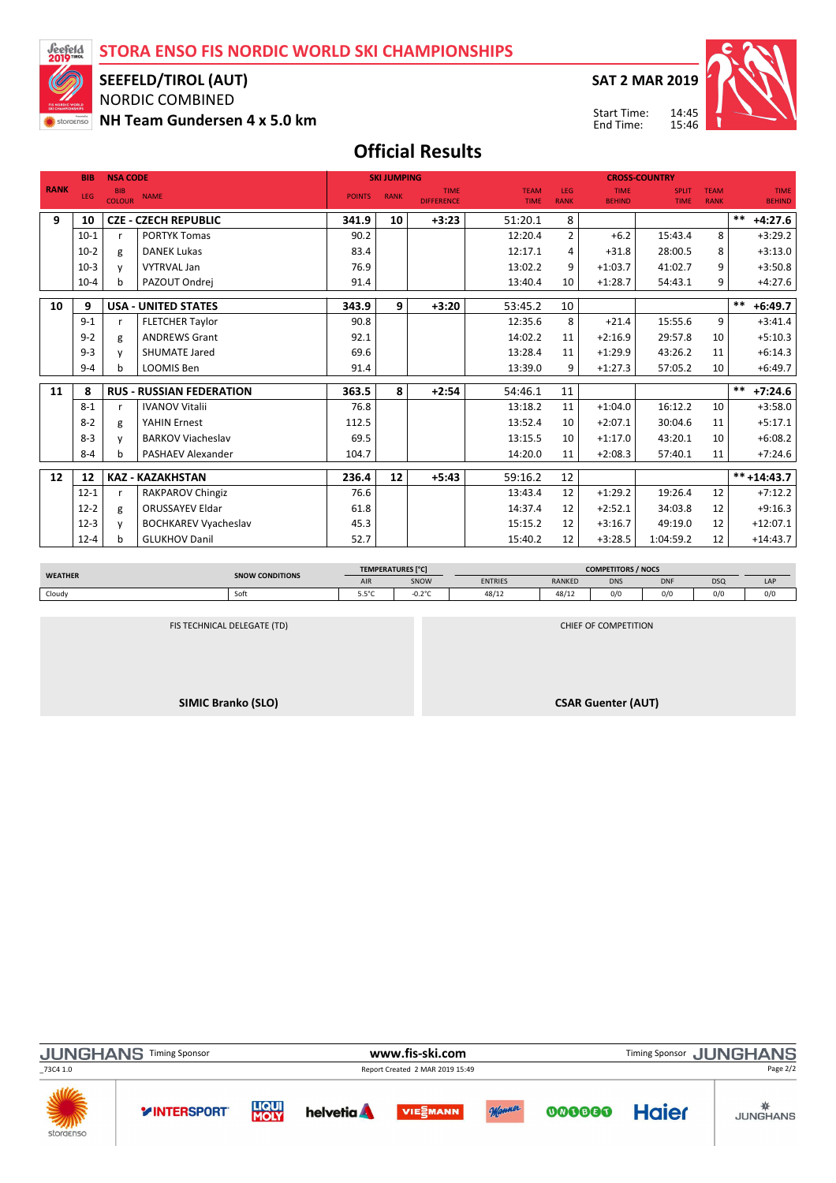# STORA ENSO FIS NORDIC WORLD SKI CHAMPIONSHIPS

## SEEFELD/TIROL (AUT)

NORDIC COMBINED

**NH Team Gundersen 4 x 5.0 km**

**SAT 2 MAR 2019**

Start Time: 14:45
End Time: 15:46

# Official Results

| RANK | BIB / LEG | BIB COLOUR | NSA CODE / NAME | SKI JUMPING POINTS | SKI JUMPING RANK | SKI JUMPING TIME DIFFERENCE | TEAM TIME | LEG RANK | TIME BEHIND | SPLIT TIME | TEAM RANK | TIME BEHIND |
|---|---|---|---|---|---|---|---|---|---|---|---|---|
| **9** | **10** | | **CZE - CZECH REPUBLIC** | **341.9** | **10** | **+3:23** | 51:20.1 | 8 | | | | ** **+4:27.6** |
| | 10-1 | r | PORTYK Tomas | 90.2 | | | 12:20.4 | 2 | +6.2 | 15:43.4 | 8 | +3:29.2 |
| | 10-2 | g | DANEK Lukas | 83.4 | | | 12:17.1 | 4 | +31.8 | 28:00.5 | 8 | +3:13.0 |
| | 10-3 | y | VYTRVAL Jan | 76.9 | | | 13:02.2 | 9 | +1:03.7 | 41:02.7 | 9 | +3:50.8 |
| | 10-4 | b | PAZOUT Ondrej | 91.4 | | | 13:40.4 | 10 | +1:28.7 | 54:43.1 | 9 | +4:27.6 |
| **10** | **9** | | **USA - UNITED STATES** | **343.9** | **9** | **+3:20** | 53:45.2 | 10 | | | | ** **+6:49.7** |
| | 9-1 | r | FLETCHER Taylor | 90.8 | | | 12:35.6 | 8 | +21.4 | 15:55.6 | 9 | +3:41.4 |
| | 9-2 | g | ANDREWS Grant | 92.1 | | | 14:02.2 | 11 | +2:16.9 | 29:57.8 | 10 | +5:10.3 |
| | 9-3 | y | SHUMATE Jared | 69.6 | | | 13:28.4 | 11 | +1:29.9 | 43:26.2 | 11 | +6:14.3 |
| | 9-4 | b | LOOMIS Ben | 91.4 | | | 13:39.0 | 9 | +1:27.3 | 57:05.2 | 10 | +6:49.7 |
| **11** | **8** | | **RUS - RUSSIAN FEDERATION** | **363.5** | **8** | **+2:54** | 54:46.1 | 11 | | | | ** **+7:24.6** |
| | 8-1 | r | IVANOV Vitalii | 76.8 | | | 13:18.2 | 11 | +1:04.0 | 16:12.2 | 10 | +3:58.0 |
| | 8-2 | g | YAHIN Ernest | 112.5 | | | 13:52.4 | 10 | +2:07.1 | 30:04.6 | 11 | +5:17.1 |
| | 8-3 | y | BARKOV Viacheslav | 69.5 | | | 13:15.5 | 10 | +1:17.0 | 43:20.1 | 10 | +6:08.2 |
| | 8-4 | b | PASHAEV Alexander | 104.7 | | | 14:20.0 | 11 | +2:08.3 | 57:40.1 | 11 | +7:24.6 |
| **12** | **12** | | **KAZ - KAZAKHSTAN** | **236.4** | **12** | **+5:43** | 59:16.2 | 12 | | | | ** **+14:43.7** |
| | 12-1 | r | RAKPAROV Chingiz | 76.6 | | | 13:43.4 | 12 | +1:29.2 | 19:26.4 | 12 | +7:12.2 |
| | 12-2 | g | ORUSSAYEV Eldar | 61.8 | | | 14:37.4 | 12 | +2:52.1 | 34:03.8 | 12 | +9:16.3 |
| | 12-3 | y | BOCHKAREV Vyacheslav | 45.3 | | | 15:15.2 | 12 | +3:16.7 | 49:19.0 | 12 | +12:07.1 |
| | 12-4 | b | GLUKHOV Danil | 52.7 | | | 15:40.2 | 12 | +3:28.5 | 1:04:59.2 | 12 | +14:43.7 |

| WEATHER | SNOW CONDITIONS | TEMPERATURES [°C] AIR | TEMPERATURES [°C] SNOW | ENTRIES | RANKED | DNS | DNF | DSQ | LAP |
|---|---|---|---|---|---|---|---|---|---|
| Cloudy | Soft | 5.5°C | -0.2°C | 48/12 | 48/12 | 0/0 | 0/0 | 0/0 | 0/0 |

| FIS TECHNICAL DELEGATE (TD) | CHIEF OF COMPETITION |
|---|---|
| **SIMIC Branko (SLO)** | **CSAR Guenter (AUT)** |

_73C4 1.0

Report Created 2 MAR 2019 15:49